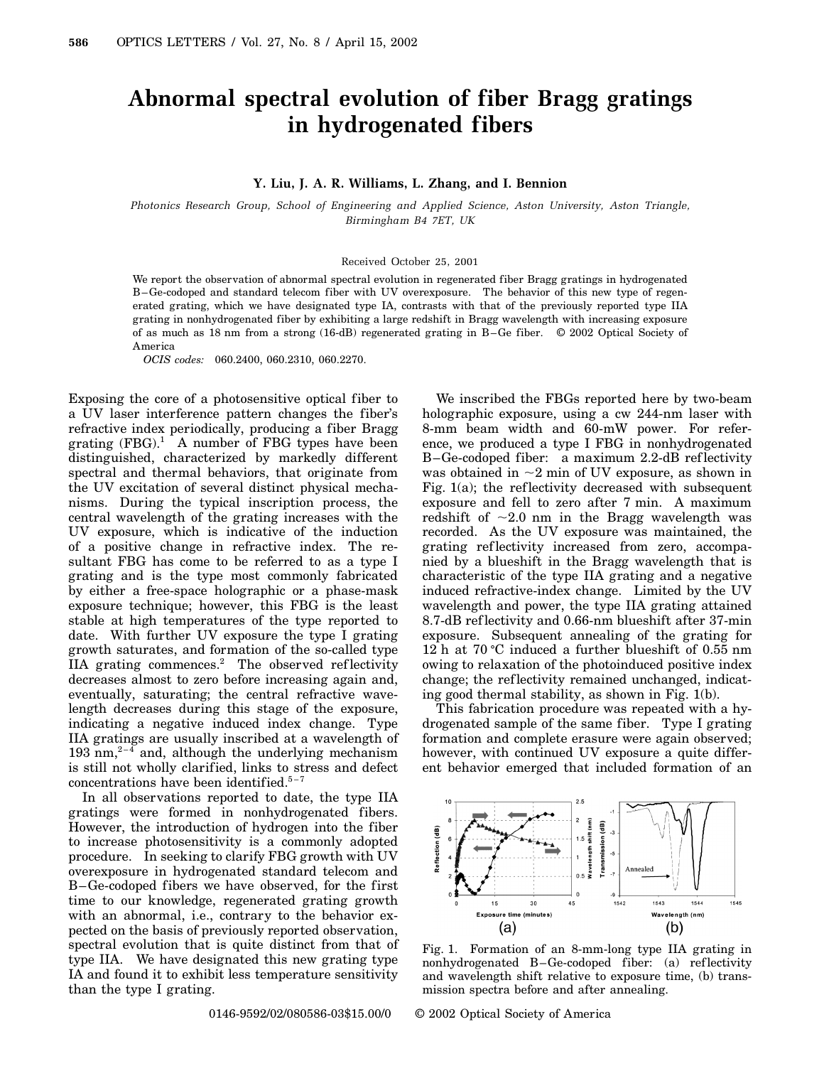# Abnormal spectral evolution of fiber Bragg gratings in hydrogenated fibers

**Y. Liu, J. A. R. Williams, L. Zhang, and I. Bennion**

*Photonics Research Group, School of Engineering and Applied Science, Aston University, Aston Triangle, Birmingham B4 7ET, UK*

Received October 25, 2001

We report the observation of abnormal spectral evolution in regenerated fiber Bragg gratings in hydrogenated B–Ge-codoped and standard telecom fiber with UV overexposure. The behavior of this new type of regenerated grating, which we have designated type IA, contrasts with that of the previously reported type IIA grating in nonhydrogenated fiber by exhibiting a large redshift in Bragg wavelength with increasing exposure of as much as 18 nm from a strong (16-dB) regenerated grating in B–Ge fiber. © 2002 Optical Society of America

*OCIS codes:* 060.2400, 060.2310, 060.2270.

Exposing the core of a photosensitive optical fiber to a UV laser interference pattern changes the fiber's refractive index periodically, producing a fiber Bragg grating (FBG).[1] A number of FBG types have been distinguished, characterized by markedly different spectral and thermal behaviors, that originate from the UV excitation of several distinct physical mechanisms. During the typical inscription process, the central wavelength of the grating increases with the UV exposure, which is indicative of the induction of a positive change in refractive index. The resultant FBG has come to be referred to as a type I grating and is the type most commonly fabricated by either a free-space holographic or a phase-mask exposure technique; however, this FBG is the least stable at high temperatures of the type reported to date. With further UV exposure the type I grating growth saturates, and formation of the so-called type IIA grating commences.[2] The observed reflectivity decreases almost to zero before increasing again and, eventually, saturating; the central refractive wavelength decreases during this stage of the exposure, indicating a negative induced index change. Type IIA gratings are usually inscribed at a wavelength of 193 nm,[2–4] and, although the underlying mechanism is still not wholly clarified, links to stress and defect concentrations have been identified.[5–7]

In all observations reported to date, the type IIA gratings were formed in nonhydrogenated fibers. However, the introduction of hydrogen into the fiber to increase photosensitivity is a commonly adopted procedure. In seeking to clarify FBG growth with UV overexposure in hydrogenated standard telecom and B–Ge-codoped fibers we have observed, for the first time to our knowledge, regenerated grating growth with an abnormal, i.e., contrary to the behavior expected on the basis of previously reported observation, spectral evolution that is quite distinct from that of type IIA. We have designated this new grating type IA and found it to exhibit less temperature sensitivity than the type I grating.

We inscribed the FBGs reported here by two-beam holographic exposure, using a cw 244-nm laser with 8-mm beam width and 60-mW power. For reference, we produced a type I FBG in nonhydrogenated B–Ge-codoped fiber: a maximum 2.2-dB reflectivity was obtained in ~2 min of UV exposure, as shown in Fig. 1(a); the reflectivity decreased with subsequent exposure and fell to zero after 7 min. A maximum redshift of ~2.0 nm in the Bragg wavelength was recorded. As the UV exposure was maintained, the grating reflectivity increased from zero, accompanied by a blueshift in the Bragg wavelength that is characteristic of the type IIA grating and a negative induced refractive-index change. Limited by the UV wavelength and power, the type IIA grating attained 8.7-dB reflectivity and 0.66-nm blueshift after 37-min exposure. Subsequent annealing of the grating for 12 h at 70 °C induced a further blueshift of 0.55 nm owing to relaxation of the photoinduced positive index change; the reflectivity remained unchanged, indicating good thermal stability, as shown in Fig. 1(b).

This fabrication procedure was repeated with a hydrogenated sample of the same fiber. Type I grating formation and complete erasure were again observed; however, with continued UV exposure a quite different behavior emerged that included formation of an

Fig. 1. Formation of an 8-mm-long type IIA grating in nonhydrogenated B–Ge-codoped fiber: (a) reflectivity and wavelength shift relative to exposure time, (b) transmission spectra before and after annealing.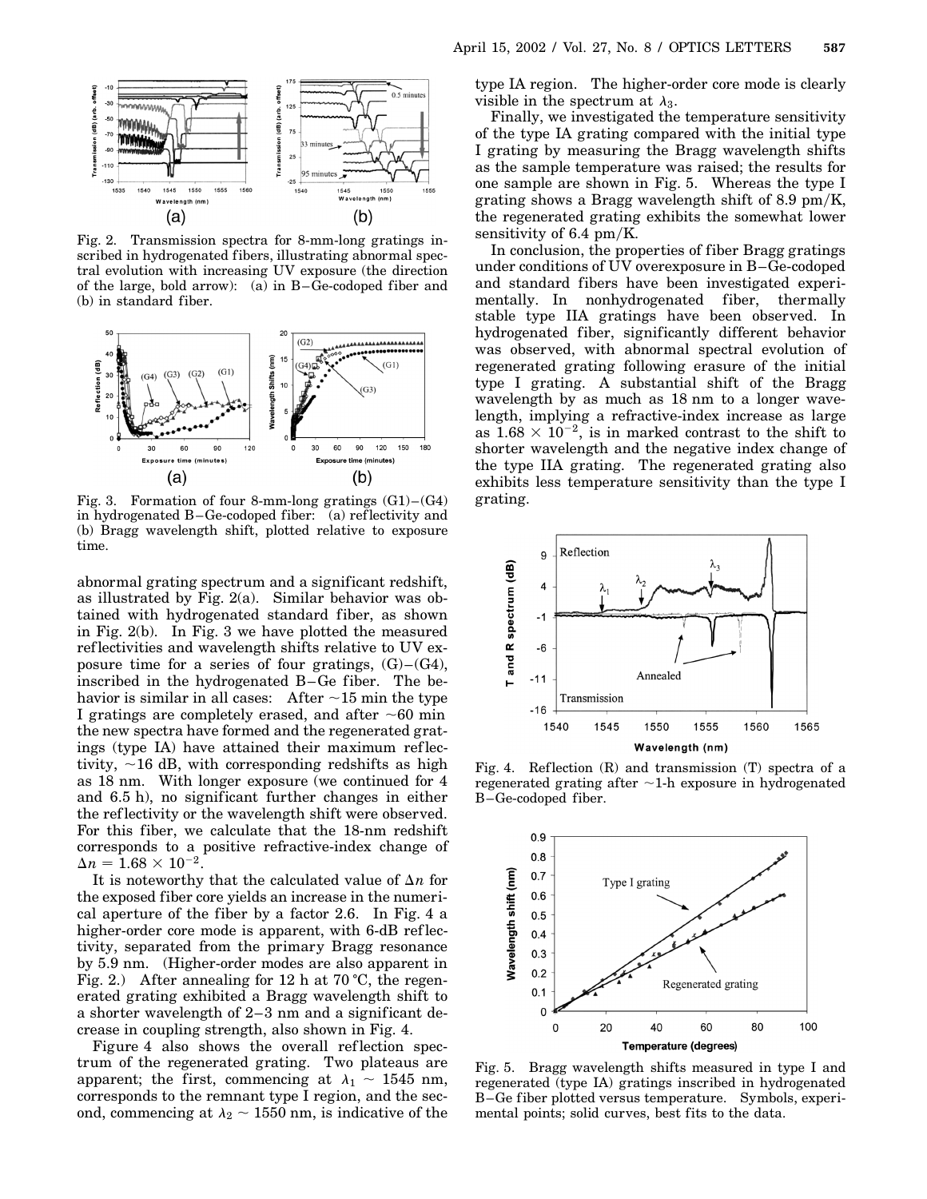Fig. 2. Transmission spectra for 8-mm-long gratings inscribed in hydrogenated fibers, illustrating abnormal spectral evolution with increasing UV exposure (the direction of the large, bold arrow): (a) in B–Ge-codoped fiber and (b) in standard fiber.

Fig. 3. Formation of four 8-mm-long gratings (G1)–(G4) in hydrogenated B–Ge-codoped fiber: (a) reflectivity and (b) Bragg wavelength shift, plotted relative to exposure time.

abnormal grating spectrum and a significant redshift, as illustrated by Fig. 2(a). Similar behavior was obtained with hydrogenated standard fiber, as shown in Fig. 2(b). In Fig. 3 we have plotted the measured reflectivities and wavelength shifts relative to UV exposure time for a series of four gratings, (G)–(G4), inscribed in the hydrogenated B–Ge fiber. The behavior is similar in all cases: After ~15 min the type I gratings are completely erased, and after ~60 min the new spectra have formed and the regenerated gratings (type IA) have attained their maximum reflectivity, ~16 dB, with corresponding redshifts as high as 18 nm. With longer exposure (we continued for 4 and 6.5 h), no significant further changes in either the reflectivity or the wavelength shift were observed. For this fiber, we calculate that the 18-nm redshift corresponds to a positive refractive-index change of $\Delta n = 1.68 \times 10^{-2}$.

It is noteworthy that the calculated value of $\Delta n$ for the exposed fiber core yields an increase in the numerical aperture of the fiber by a factor 2.6. In Fig. 4 a higher-order core mode is apparent, with 6-dB reflectivity, separated from the primary Bragg resonance by 5.9 nm. (Higher-order modes are also apparent in Fig. 2.) After annealing for 12 h at 70 °C, the regenerated grating exhibited a Bragg wavelength shift to a shorter wavelength of 2–3 nm and a significant decrease in coupling strength, also shown in Fig. 4.

Figure 4 also shows the overall reflection spectrum of the regenerated grating. Two plateaus are apparent; the first, commencing at $\lambda_1 \sim 1545$ nm, corresponds to the remnant type I region, and the second, commencing at $\lambda_2 \sim 1550$ nm, is indicative of the type IA region. The higher-order core mode is clearly visible in the spectrum at $\lambda_3$.

Finally, we investigated the temperature sensitivity of the type IA grating compared with the initial type I grating by measuring the Bragg wavelength shifts as the sample temperature was raised; the results for one sample are shown in Fig. 5. Whereas the type I grating shows a Bragg wavelength shift of 8.9 pm/K, the regenerated grating exhibits the somewhat lower sensitivity of 6.4 pm/K.

In conclusion, the properties of fiber Bragg gratings under conditions of UV overexposure in B–Ge-codoped and standard fibers have been investigated experimentally. In nonhydrogenated fiber, thermally stable type IIA gratings have been observed. In hydrogenated fiber, significantly different behavior was observed, with abnormal spectral evolution of regenerated grating following erasure of the initial type I grating. A substantial shift of the Bragg wavelength by as much as 18 nm to a longer wavelength, implying a refractive-index increase as large as $1.68 \times 10^{-2}$, is in marked contrast to the shift to shorter wavelength and the negative index change of the type IIA grating. The regenerated grating also exhibits less temperature sensitivity than the type I grating.

Fig. 4. Reflection (R) and transmission (T) spectra of a regenerated grating after ~1-h exposure in hydrogenated B–Ge-codoped fiber.

Fig. 5. Bragg wavelength shifts measured in type I and regenerated (type IA) gratings inscribed in hydrogenated B–Ge fiber plotted versus temperature. Symbols, experimental points; solid curves, best fits to the data.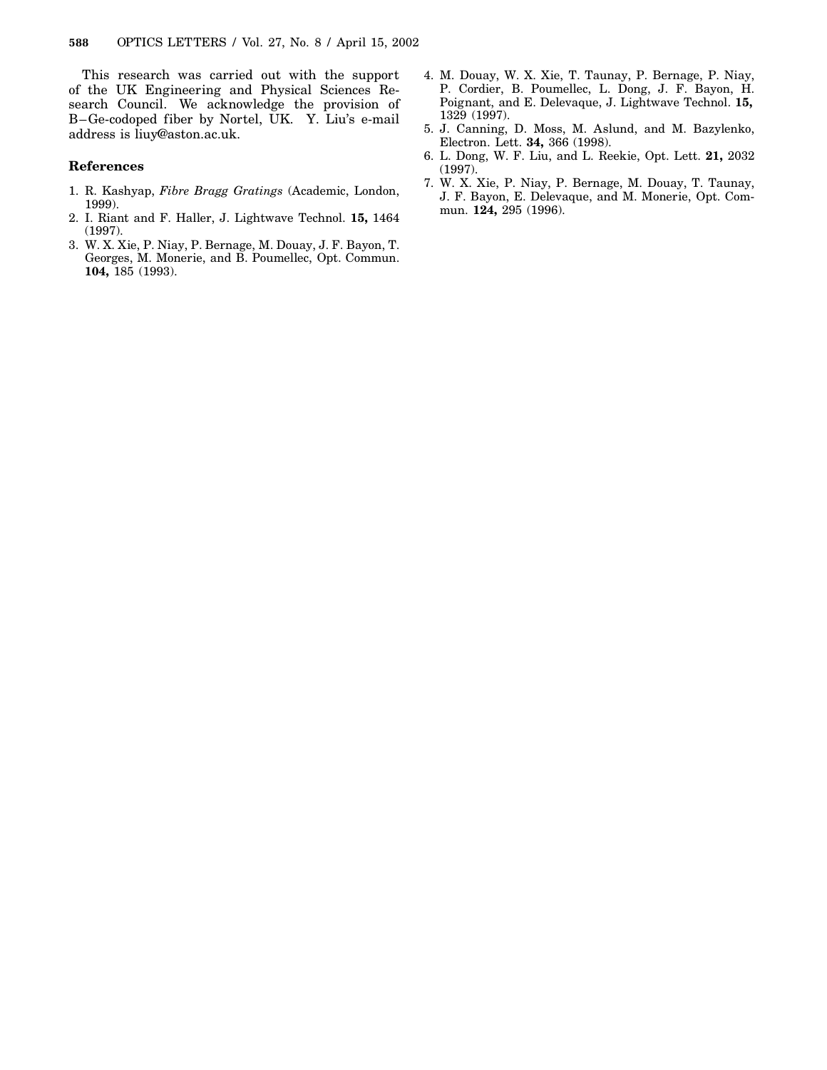This research was carried out with the support of the UK Engineering and Physical Sciences Research Council. We acknowledge the provision of B–Ge-codoped fiber by Nortel, UK. Y. Liu's e-mail address is liuy@aston.ac.uk.

## References

1. R. Kashyap, *Fibre Bragg Gratings* (Academic, London, 1999).
2. I. Riant and F. Haller, J. Lightwave Technol. **15,** 1464 (1997).
3. W. X. Xie, P. Niay, P. Bernage, M. Douay, J. F. Bayon, T. Georges, M. Monerie, and B. Poumellec, Opt. Commun. **104,** 185 (1993).
4. M. Douay, W. X. Xie, T. Taunay, P. Bernage, P. Niay, P. Cordier, B. Poumellec, L. Dong, J. F. Bayon, H. Poignant, and E. Delevaque, J. Lightwave Technol. **15,** 1329 (1997).
5. J. Canning, D. Moss, M. Aslund, and M. Bazylenko, Electron. Lett. **34,** 366 (1998).
6. L. Dong, W. F. Liu, and L. Reekie, Opt. Lett. **21,** 2032 (1997).
7. W. X. Xie, P. Niay, P. Bernage, M. Douay, T. Taunay, J. F. Bayon, E. Delevaque, and M. Monerie, Opt. Commun. **124,** 295 (1996).